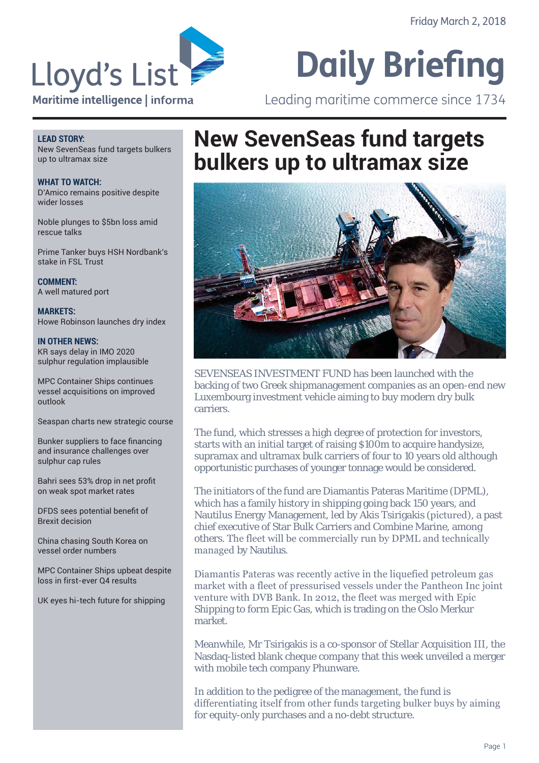Friday March 2, 2018

Lloyd's List
Maritime intelligence | informa

# Daily Briefing

Leading maritime commerce since 1734

**LEAD STORY:**
New SevenSeas fund targets bulkers up to ultramax size

**WHAT TO WATCH:**
D'Amico remains positive despite wider losses

Noble plunges to $5bn loss amid rescue talks

Prime Tanker buys HSH Nordbank's stake in FSL Trust

**COMMENT:**
A well matured port

**MARKETS:**
Howe Robinson launches dry index

**IN OTHER NEWS:**
KR says delay in IMO 2020 sulphur regulation implausible

MPC Container Ships continues vessel acquisitions on improved outlook

Seaspan charts new strategic course

Bunker suppliers to face financing and insurance challenges over sulphur cap rules

Bahri sees 53% drop in net profit on weak spot market rates

DFDS sees potential benefit of Brexit decision

China chasing South Korea on vessel order numbers

MPC Container Ships upbeat despite loss in first-ever Q4 results

UK eyes hi-tech future for shipping

## New SevenSeas fund targets bulkers up to ultramax size

SEVENSEAS INVESTMENT FUND has been launched with the backing of two Greek shipmanagement companies as an open-end new Luxembourg investment vehicle aiming to buy modern dry bulk carriers.

The fund, which stresses a high degree of protection for investors, starts with an initial target of raising $100m to acquire handysize, supramax and ultramax bulk carriers of four to 10 years old although opportunistic purchases of younger tonnage would be considered.

The initiators of the fund are Diamantis Pateras Maritime (DPML), which has a family history in shipping going back 150 years, and Nautilus Energy Management, led by Akis Tsirigakis (pictured), a past chief executive of Star Bulk Carriers and Combine Marine, among others. The fleet will be commercially run by DPML and technically managed by Nautilus.

Diamantis Pateras was recently active in the liquefied petroleum gas market with a fleet of pressurised vessels under the Pantheon Inc joint venture with DVB Bank. In 2012, the fleet was merged with Epic Shipping to form Epic Gas, which is trading on the Oslo Merkur market.

Meanwhile, Mr Tsirigakis is a co-sponsor of Stellar Acquisition III, the Nasdaq-listed blank cheque company that this week unveiled a merger with mobile tech company Phunware.

In addition to the pedigree of the management, the fund is differentiating itself from other funds targeting bulker buys by aiming for equity-only purchases and a no-debt structure.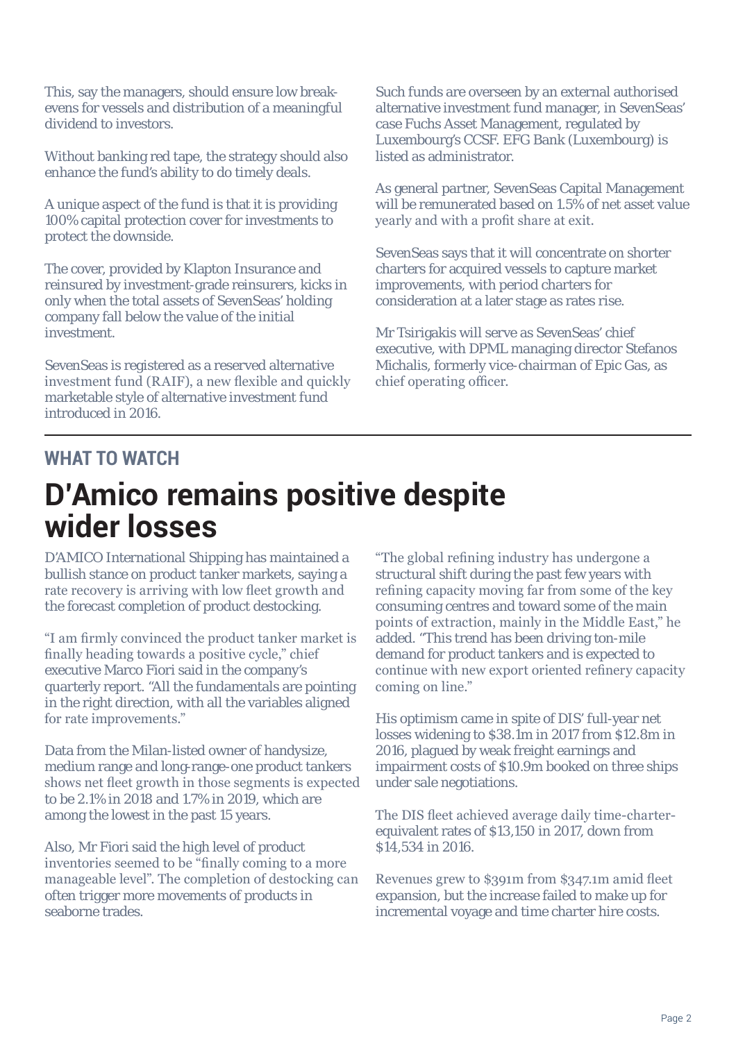This, say the managers, should ensure low break-evens for vessels and distribution of a meaningful dividend to investors.

Without banking red tape, the strategy should also enhance the fund's ability to do timely deals.

A unique aspect of the fund is that it is providing 100% capital protection cover for investments to protect the downside.

The cover, provided by Klapton Insurance and reinsured by investment-grade reinsurers, kicks in only when the total assets of SevenSeas' holding company fall below the value of the initial investment.

SevenSeas is registered as a reserved alternative investment fund (RAIF), a new flexible and quickly marketable style of alternative investment fund introduced in 2016.

Such funds are overseen by an external authorised alternative investment fund manager, in SevenSeas' case Fuchs Asset Management, regulated by Luxembourg's CCSF. EFG Bank (Luxembourg) is listed as administrator.

As general partner, SevenSeas Capital Management will be remunerated based on 1.5% of net asset value yearly and with a profit share at exit.

SevenSeas says that it will concentrate on shorter charters for acquired vessels to capture market improvements, with period charters for consideration at a later stage as rates rise.

Mr Tsirigakis will serve as SevenSeas' chief executive, with DPML managing director Stefanos Michalis, formerly vice-chairman of Epic Gas, as chief operating officer.

---

## WHAT TO WATCH

# D'Amico remains positive despite wider losses

D'AMICO International Shipping has maintained a bullish stance on product tanker markets, saying a rate recovery is arriving with low fleet growth and the forecast completion of product destocking.

"I am firmly convinced the product tanker market is finally heading towards a positive cycle," chief executive Marco Fiori said in the company's quarterly report. "All the fundamentals are pointing in the right direction, with all the variables aligned for rate improvements."

Data from the Milan-listed owner of handysize, medium range and long-range-one product tankers shows net fleet growth in those segments is expected to be 2.1% in 2018 and 1.7% in 2019, which are among the lowest in the past 15 years.

Also, Mr Fiori said the high level of product inventories seemed to be "finally coming to a more manageable level". The completion of destocking can often trigger more movements of products in seaborne trades.

"The global refining industry has undergone a structural shift during the past few years with refining capacity moving far from some of the key consuming centres and toward some of the main points of extraction, mainly in the Middle East," he added. "This trend has been driving ton-mile demand for product tankers and is expected to continue with new export oriented refinery capacity coming on line."

His optimism came in spite of DIS' full-year net losses widening to $38.1m in 2017 from $12.8m in 2016, plagued by weak freight earnings and impairment costs of $10.9m booked on three ships under sale negotiations.

The DIS fleet achieved average daily time-charter-equivalent rates of $13,150 in 2017, down from $14,534 in 2016.

Revenues grew to $391m from $347.1m amid fleet expansion, but the increase failed to make up for incremental voyage and time charter hire costs.